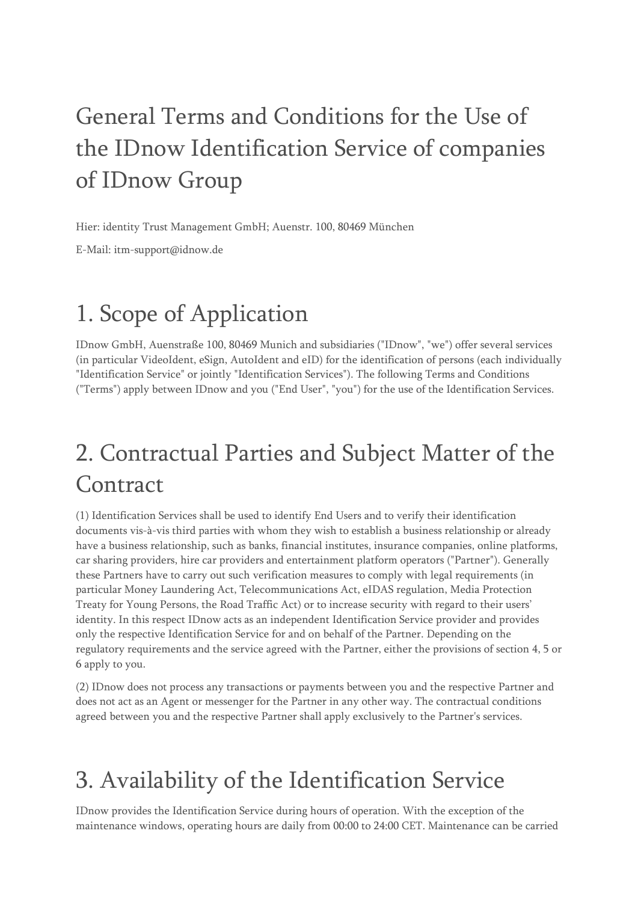# General Terms and Conditions for the Use of the IDnow Identification Service of companies of IDnow Group

Hier: identity Trust Management GmbH; Auenstr. 100, 80469 München

E-Mail: itm-support@idnow.de

## 1. Scope of Application

IDnow GmbH, Auenstraße 100, 80469 Munich and subsidiaries ("IDnow", "we") offer several services (in particular VideoIdent, eSign, AutoIdent and eID) for the identification of persons (each individually "Identification Service" or jointly "Identification Services"). The following Terms and Conditions ("Terms") apply between IDnow and you ("End User", "you") for the use of the Identification Services.

## 2. Contractual Parties and Subject Matter of the Contract

(1) Identification Services shall be used to identify End Users and to verify their identification documents vis-à-vis third parties with whom they wish to establish a business relationship or already have a business relationship, such as banks, financial institutes, insurance companies, online platforms, car sharing providers, hire car providers and entertainment platform operators ("Partner"). Generally these Partners have to carry out such verification measures to comply with legal requirements (in particular Money Laundering Act, Telecommunications Act, eIDAS regulation, Media Protection Treaty for Young Persons, the Road Traffic Act) or to increase security with regard to their users' identity. In this respect IDnow acts as an independent Identification Service provider and provides only the respective Identification Service for and on behalf of the Partner. Depending on the regulatory requirements and the service agreed with the Partner, either the provisions of section 4, 5 or 6 apply to you.

(2) IDnow does not process any transactions or payments between you and the respective Partner and does not act as an Agent or messenger for the Partner in any other way. The contractual conditions agreed between you and the respective Partner shall apply exclusively to the Partner's services.

## 3. Availability of the Identification Service

IDnow provides the Identification Service during hours of operation. With the exception of the maintenance windows, operating hours are daily from 00:00 to 24:00 CET. Maintenance can be carried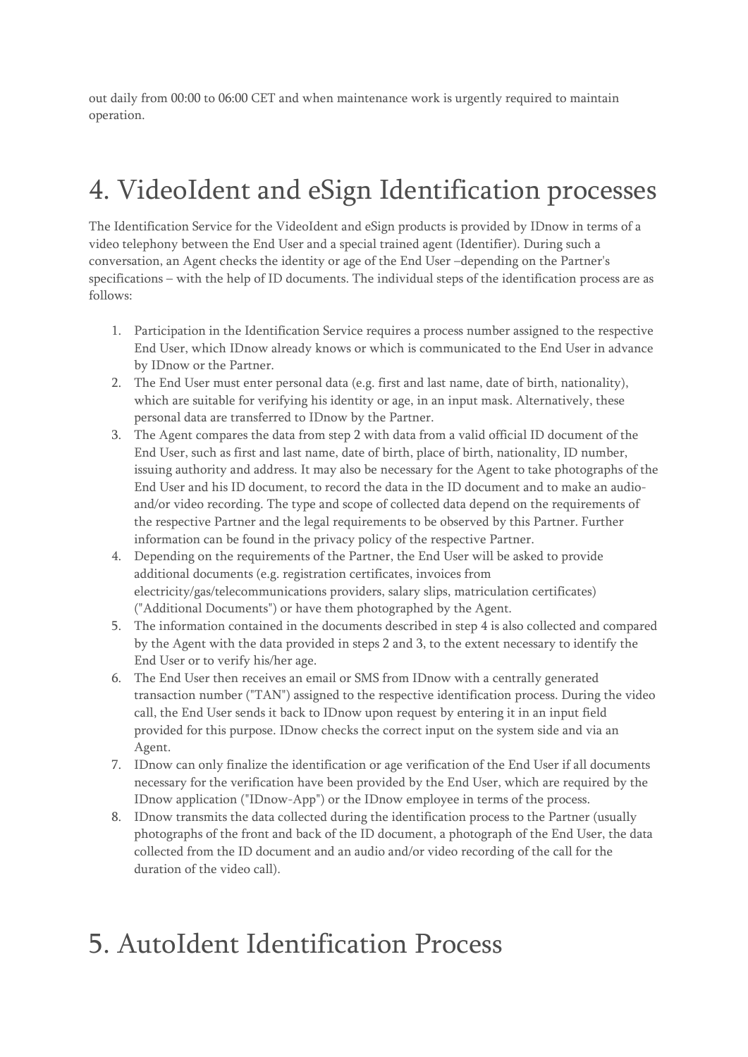out daily from 00:00 to 06:00 CET and when maintenance work is urgently required to maintain operation.

# 4. VideoIdent and eSign Identification processes

The Identification Service for the VideoIdent and eSign products is provided by IDnow in terms of a video telephony between the End User and a special trained agent (Identifier). During such a conversation, an Agent checks the identity or age of the End User –depending on the Partner's specifications – with the help of ID documents. The individual steps of the identification process are as follows:

1. Participation in the Identification Service requires a process number assigned to the respective End User, which IDnow already knows or which is communicated to the End User in advance by IDnow or the Partner.
2. The End User must enter personal data (e.g. first and last name, date of birth, nationality), which are suitable for verifying his identity or age, in an input mask. Alternatively, these personal data are transferred to IDnow by the Partner.
3. The Agent compares the data from step 2 with data from a valid official ID document of the End User, such as first and last name, date of birth, place of birth, nationality, ID number, issuing authority and address. It may also be necessary for the Agent to take photographs of the End User and his ID document, to record the data in the ID document and to make an audio- and/or video recording. The type and scope of collected data depend on the requirements of the respective Partner and the legal requirements to be observed by this Partner. Further information can be found in the privacy policy of the respective Partner.
4. Depending on the requirements of the Partner, the End User will be asked to provide additional documents (e.g. registration certificates, invoices from electricity/gas/telecommunications providers, salary slips, matriculation certificates) ("Additional Documents") or have them photographed by the Agent.
5. The information contained in the documents described in step 4 is also collected and compared by the Agent with the data provided in steps 2 and 3, to the extent necessary to identify the End User or to verify his/her age.
6. The End User then receives an email or SMS from IDnow with a centrally generated transaction number ("TAN") assigned to the respective identification process. During the video call, the End User sends it back to IDnow upon request by entering it in an input field provided for this purpose. IDnow checks the correct input on the system side and via an Agent.
7. IDnow can only finalize the identification or age verification of the End User if all documents necessary for the verification have been provided by the End User, which are required by the IDnow application ("IDnow-App") or the IDnow employee in terms of the process.
8. IDnow transmits the data collected during the identification process to the Partner (usually photographs of the front and back of the ID document, a photograph of the End User, the data collected from the ID document and an audio and/or video recording of the call for the duration of the video call).

# 5. AutoIdent Identification Process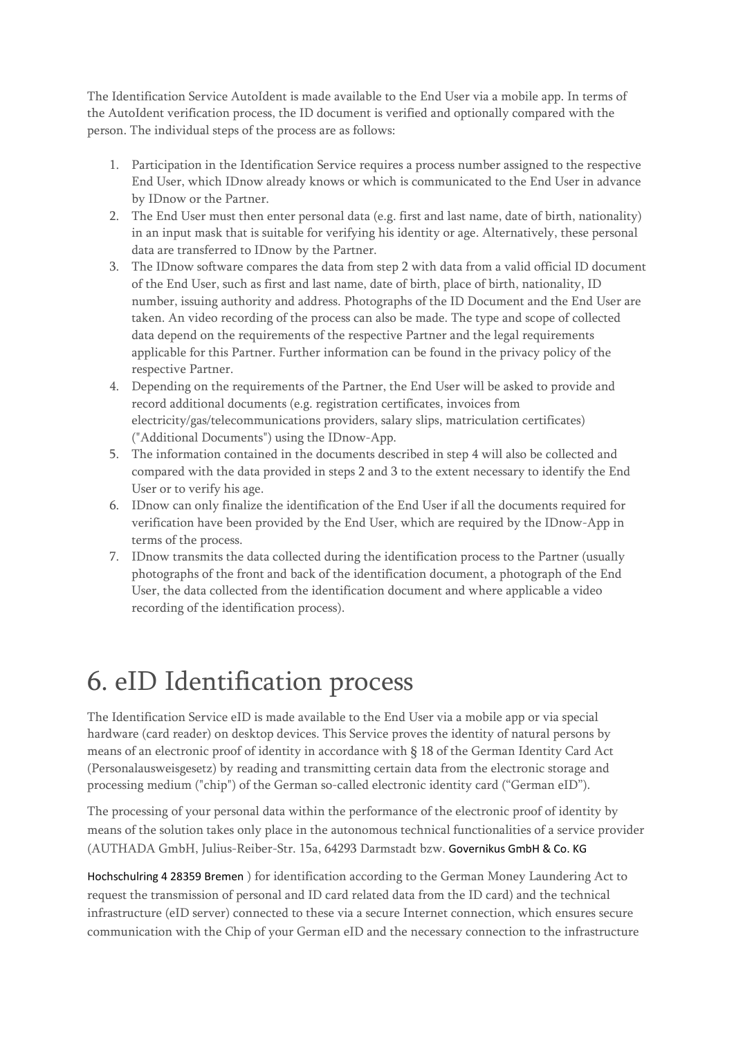The Identification Service AutoIdent is made available to the End User via a mobile app. In terms of the AutoIdent verification process, the ID document is verified and optionally compared with the person. The individual steps of the process are as follows:

1. Participation in the Identification Service requires a process number assigned to the respective End User, which IDnow already knows or which is communicated to the End User in advance by IDnow or the Partner.
2. The End User must then enter personal data (e.g. first and last name, date of birth, nationality) in an input mask that is suitable for verifying his identity or age. Alternatively, these personal data are transferred to IDnow by the Partner.
3. The IDnow software compares the data from step 2 with data from a valid official ID document of the End User, such as first and last name, date of birth, place of birth, nationality, ID number, issuing authority and address. Photographs of the ID Document and the End User are taken. An video recording of the process can also be made. The type and scope of collected data depend on the requirements of the respective Partner and the legal requirements applicable for this Partner. Further information can be found in the privacy policy of the respective Partner.
4. Depending on the requirements of the Partner, the End User will be asked to provide and record additional documents (e.g. registration certificates, invoices from electricity/gas/telecommunications providers, salary slips, matriculation certificates) ("Additional Documents") using the IDnow-App.
5. The information contained in the documents described in step 4 will also be collected and compared with the data provided in steps 2 and 3 to the extent necessary to identify the End User or to verify his age.
6. IDnow can only finalize the identification of the End User if all the documents required for verification have been provided by the End User, which are required by the IDnow-App in terms of the process.
7. IDnow transmits the data collected during the identification process to the Partner (usually photographs of the front and back of the identification document, a photograph of the End User, the data collected from the identification document and where applicable a video recording of the identification process).

# 6. eID Identification process

The Identification Service eID is made available to the End User via a mobile app or via special hardware (card reader) on desktop devices. This Service proves the identity of natural persons by means of an electronic proof of identity in accordance with § 18 of the German Identity Card Act (Personalausweisgesetz) by reading and transmitting certain data from the electronic storage and processing medium ("chip") of the German so-called electronic identity card ("German eID").

The processing of your personal data within the performance of the electronic proof of identity by means of the solution takes only place in the autonomous technical functionalities of a service provider (AUTHADA GmbH, Julius-Reiber-Str. 15a, 64293 Darmstadt bzw. Governikus GmbH & Co. KG Hochschulring 4 28359 Bremen ) for identification according to the German Money Laundering Act to request the transmission of personal and ID card related data from the ID card) and the technical infrastructure (eID server) connected to these via a secure Internet connection, which ensures secure communication with the Chip of your German eID and the necessary connection to the infrastructure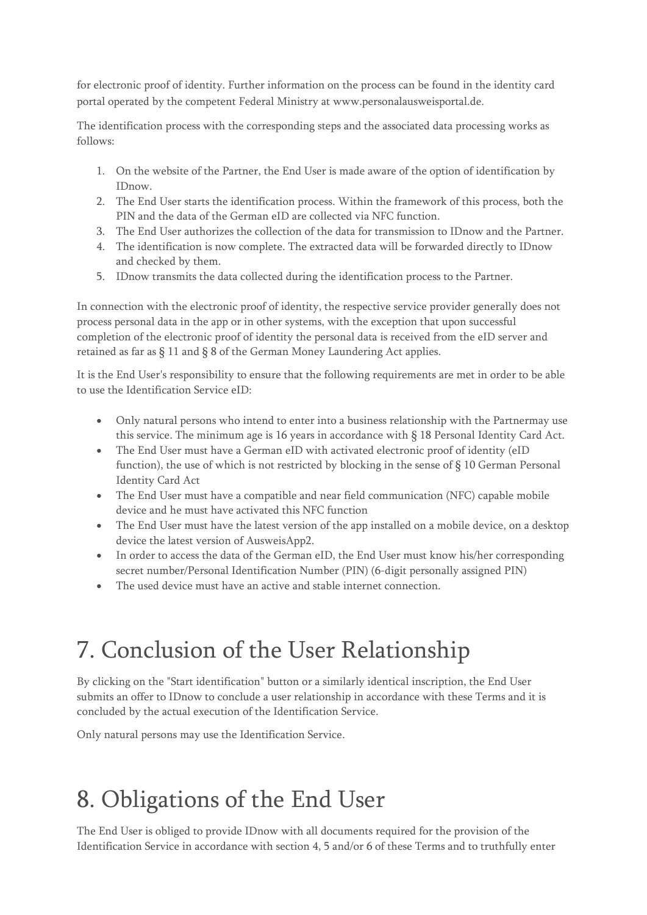for electronic proof of identity. Further information on the process can be found in the identity card portal operated by the competent Federal Ministry at www.personalausweisportal.de.

The identification process with the corresponding steps and the associated data processing works as follows:

1. On the website of the Partner, the End User is made aware of the option of identification by IDnow.
2. The End User starts the identification process. Within the framework of this process, both the PIN and the data of the German eID are collected via NFC function.
3. The End User authorizes the collection of the data for transmission to IDnow and the Partner.
4. The identification is now complete. The extracted data will be forwarded directly to IDnow and checked by them.
5. IDnow transmits the data collected during the identification process to the Partner.

In connection with the electronic proof of identity, the respective service provider generally does not process personal data in the app or in other systems, with the exception that upon successful completion of the electronic proof of identity the personal data is received from the eID server and retained as far as § 11 and § 8 of the German Money Laundering Act applies.

It is the End User's responsibility to ensure that the following requirements are met in order to be able to use the Identification Service eID:

- Only natural persons who intend to enter into a business relationship with the Partnermay use this service. The minimum age is 16 years in accordance with § 18 Personal Identity Card Act.
- The End User must have a German eID with activated electronic proof of identity (eID function), the use of which is not restricted by blocking in the sense of § 10 German Personal Identity Card Act
- The End User must have a compatible and near field communication (NFC) capable mobile device and he must have activated this NFC function
- The End User must have the latest version of the app installed on a mobile device, on a desktop device the latest version of AusweisApp2.
- In order to access the data of the German eID, the End User must know his/her corresponding secret number/Personal Identification Number (PIN) (6-digit personally assigned PIN)
- The used device must have an active and stable internet connection.

# 7. Conclusion of the User Relationship

By clicking on the "Start identification" button or a similarly identical inscription, the End User submits an offer to IDnow to conclude a user relationship in accordance with these Terms and it is concluded by the actual execution of the Identification Service.

Only natural persons may use the Identification Service.

# 8. Obligations of the End User

The End User is obliged to provide IDnow with all documents required for the provision of the Identification Service in accordance with section 4, 5 and/or 6 of these Terms and to truthfully enter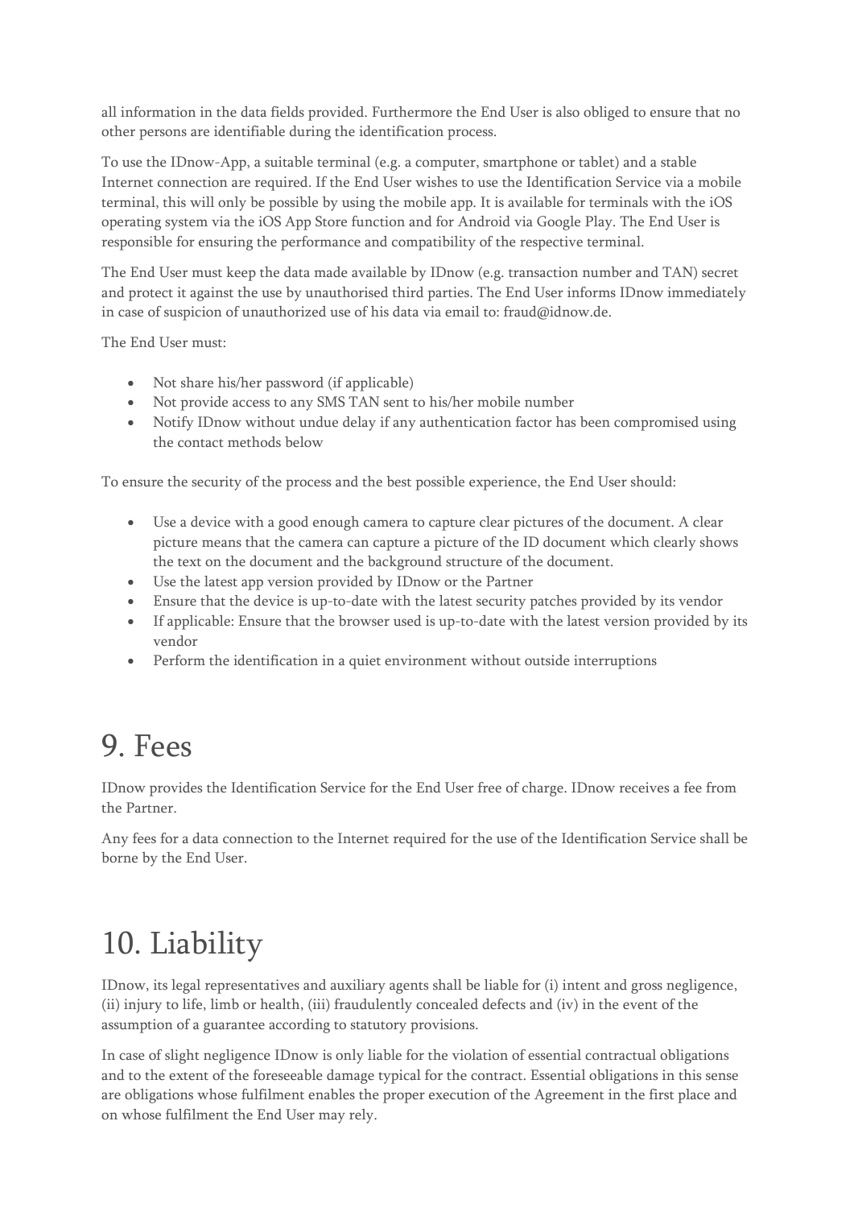all information in the data fields provided. Furthermore the End User is also obliged to ensure that no other persons are identifiable during the identification process.

To use the IDnow-App, a suitable terminal (e.g. a computer, smartphone or tablet) and a stable Internet connection are required. If the End User wishes to use the Identification Service via a mobile terminal, this will only be possible by using the mobile app. It is available for terminals with the iOS operating system via the iOS App Store function and for Android via Google Play. The End User is responsible for ensuring the performance and compatibility of the respective terminal.

The End User must keep the data made available by IDnow (e.g. transaction number and TAN) secret and protect it against the use by unauthorised third parties. The End User informs IDnow immediately in case of suspicion of unauthorized use of his data via email to: fraud@idnow.de.

The End User must:

- Not share his/her password (if applicable)
- Not provide access to any SMS TAN sent to his/her mobile number
- Notify IDnow without undue delay if any authentication factor has been compromised using the contact methods below

To ensure the security of the process and the best possible experience, the End User should:

- Use a device with a good enough camera to capture clear pictures of the document. A clear picture means that the camera can capture a picture of the ID document which clearly shows the text on the document and the background structure of the document.
- Use the latest app version provided by IDnow or the Partner
- Ensure that the device is up-to-date with the latest security patches provided by its vendor
- If applicable: Ensure that the browser used is up-to-date with the latest version provided by its vendor
- Perform the identification in a quiet environment without outside interruptions

# 9. Fees

IDnow provides the Identification Service for the End User free of charge. IDnow receives a fee from the Partner.

Any fees for a data connection to the Internet required for the use of the Identification Service shall be borne by the End User.

# 10. Liability

IDnow, its legal representatives and auxiliary agents shall be liable for (i) intent and gross negligence, (ii) injury to life, limb or health, (iii) fraudulently concealed defects and (iv) in the event of the assumption of a guarantee according to statutory provisions.

In case of slight negligence IDnow is only liable for the violation of essential contractual obligations and to the extent of the foreseeable damage typical for the contract. Essential obligations in this sense are obligations whose fulfilment enables the proper execution of the Agreement in the first place and on whose fulfilment the End User may rely.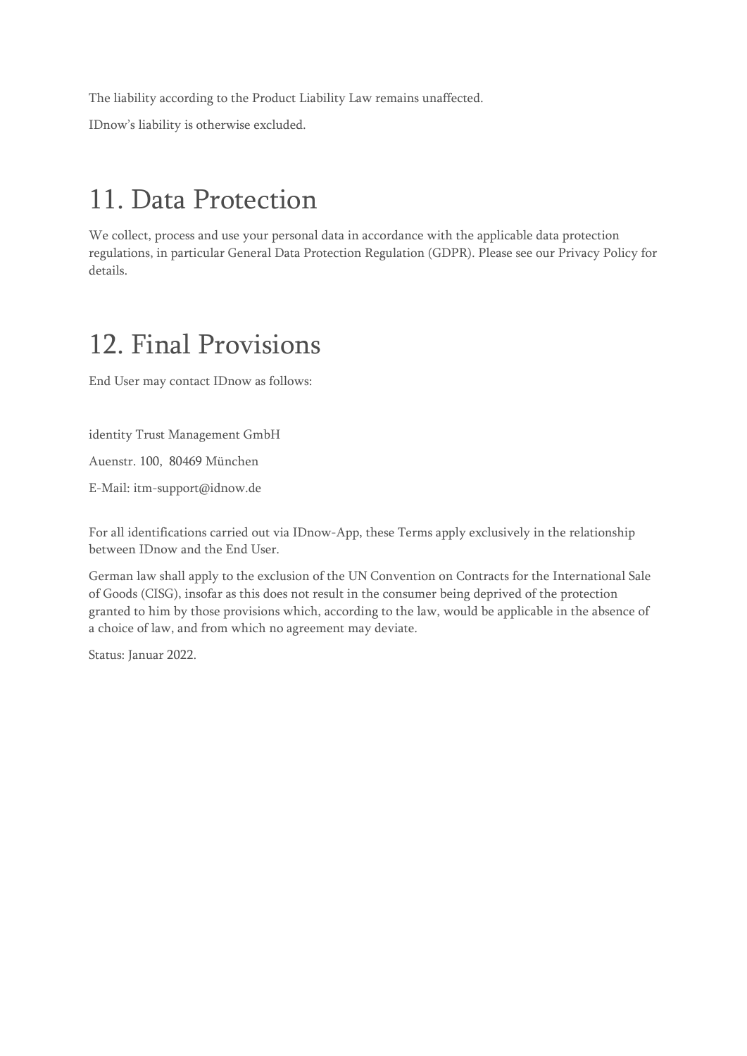The liability according to the Product Liability Law remains unaffected.

IDnow's liability is otherwise excluded.

# 11. Data Protection

We collect, process and use your personal data in accordance with the applicable data protection regulations, in particular General Data Protection Regulation (GDPR). Please see our Privacy Policy for details.

# 12. Final Provisions

End User may contact IDnow as follows:

identity Trust Management GmbH

Auenstr. 100, 80469 München

E-Mail: itm-support@idnow.de

For all identifications carried out via IDnow-App, these Terms apply exclusively in the relationship between IDnow and the End User.

German law shall apply to the exclusion of the UN Convention on Contracts for the International Sale of Goods (CISG), insofar as this does not result in the consumer being deprived of the protection granted to him by those provisions which, according to the law, would be applicable in the absence of a choice of law, and from which no agreement may deviate.

Status: Januar 2022.